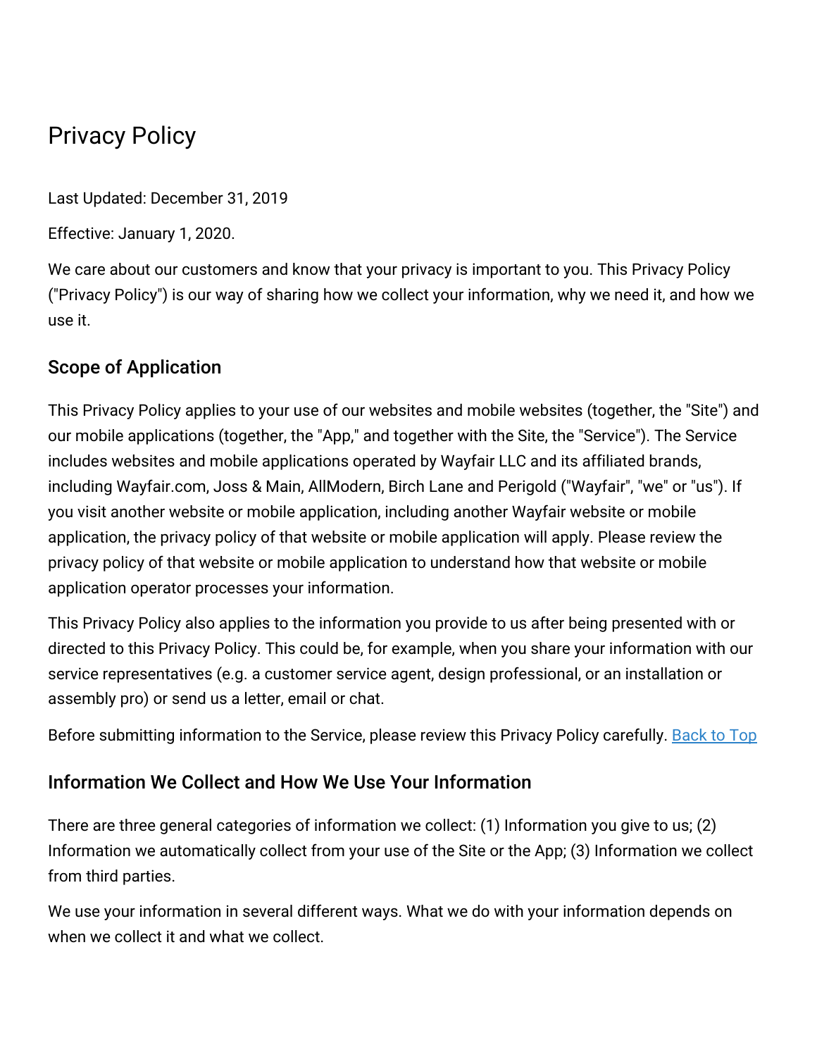# Privacy Policy

Last Updated: December 31, 2019

Effective: January 1, 2020.

We care about our customers and know that your privacy is important to you. This Privacy Policy ("Privacy Policy") is our way of sharing how we collect your information, why we need it, and how we use it.

## Scope of Application

This Privacy Policy applies to your use of our websites and mobile websites (together, the "Site") and our mobile applications (together, the "App," and together with the Site, the "Service"). The Service includes websites and mobile applications operated by Wayfair LLC and its affiliated brands, including Wayfair.com, Joss & Main, AllModern, Birch Lane and Perigold ("Wayfair", "we" or "us"). If you visit another website or mobile application, including another Wayfair website or mobile application, the privacy policy of that website or mobile application will apply. Please review the privacy policy of that website or mobile application to understand how that website or mobile application operator processes your information.

This Privacy Policy also applies to the information you provide to us after being presented with or directed to this Privacy Policy. This could be, for example, when you share your information with our service representatives (e.g. a customer service agent, design professional, or an installation or assembly pro) or send us a letter, email or chat.

Before submitting information to the Service, please review this Privacy Policy carefully. Back to Top

## Information We Collect and How We Use Your Information

There are three general categories of information we collect: (1) Information you give to us; (2) Information we automatically collect from your use of the Site or the App; (3) Information we collect from third parties.

We use your information in several different ways. What we do with your information depends on when we collect it and what we collect.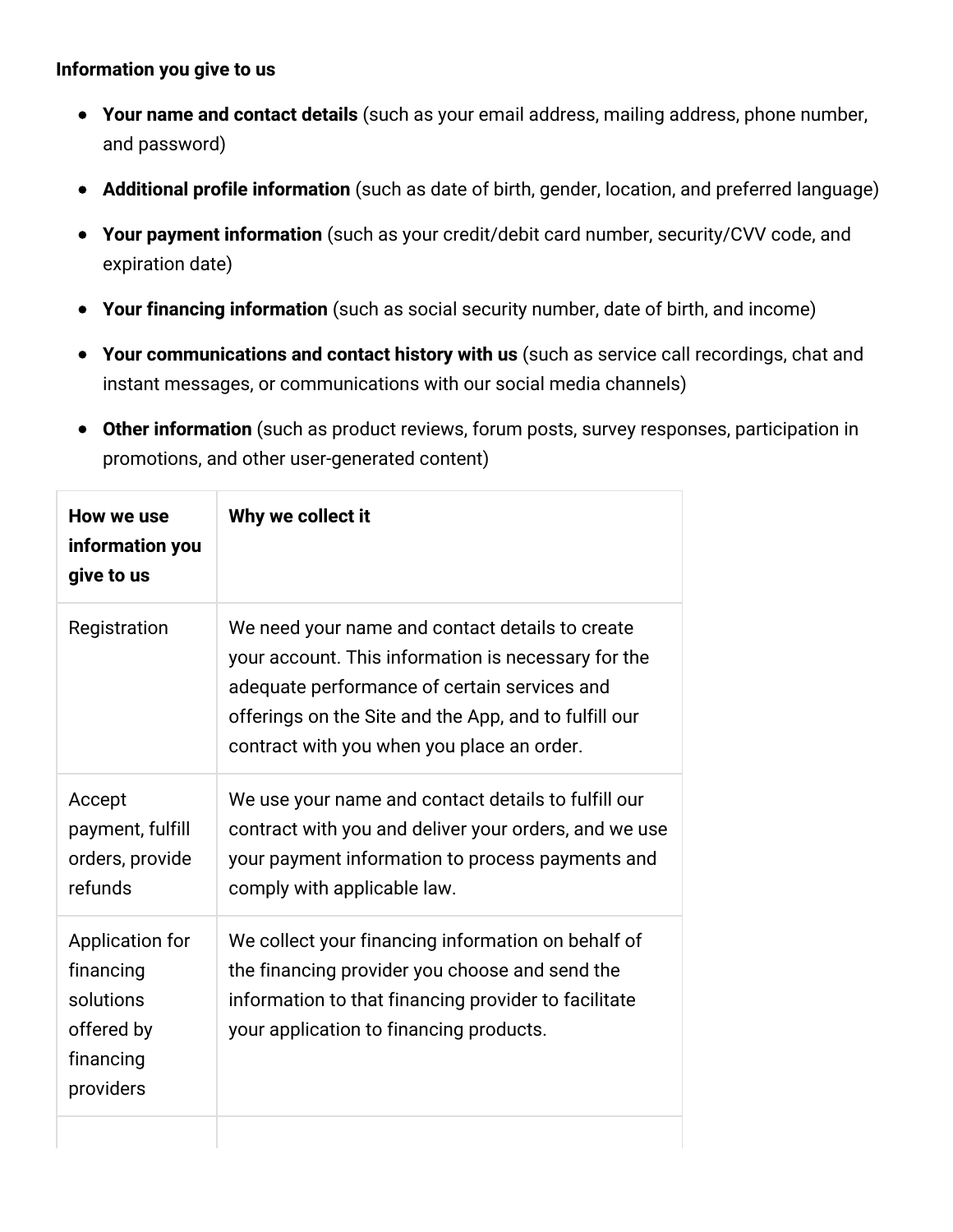**Information you give to us**

- **Your name and contact details** (such as your email address, mailing address, phone number, and password)
- **Additional profile information** (such as date of birth, gender, location, and preferred language)
- **Your payment information** (such as your credit/debit card number, security/CVV code, and expiration date)
- **Your financing information** (such as social security number, date of birth, and income)
- **Your communications and contact history with us** (such as service call recordings, chat and instant messages, or communications with our social media channels)
- **Other information** (such as product reviews, forum posts, survey responses, participation in promotions, and other user-generated content)

| **How we use information you give to us** | **Why we collect it** |
| --- | --- |
| Registration | We need your name and contact details to create your account. This information is necessary for the adequate performance of certain services and offerings on the Site and the App, and to fulfill our contract with you when you place an order. |
| Accept payment, fulfill orders, provide refunds | We use your name and contact details to fulfill our contract with you and deliver your orders, and we use your payment information to process payments and comply with applicable law. |
| Application for financing solutions offered by financing providers | We collect your financing information on behalf of the financing provider you choose and send the information to that financing provider to facilitate your application to financing products. |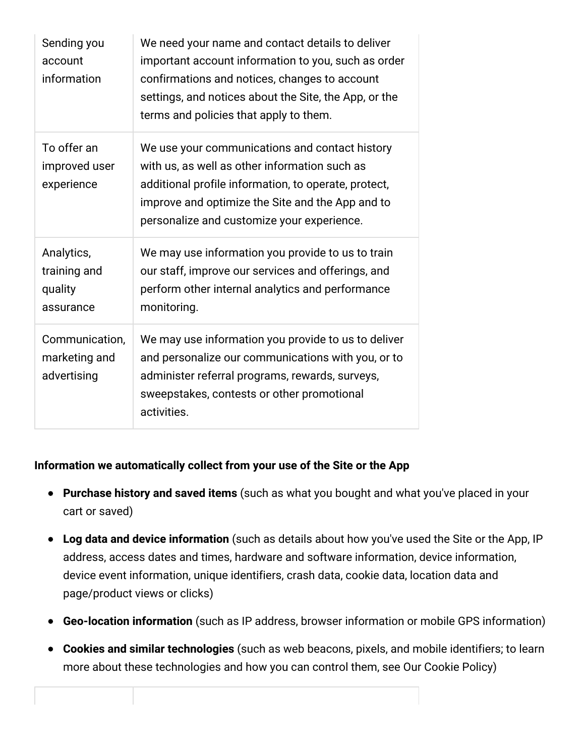| | |
|---|---|
| Sending you account information | We need your name and contact details to deliver important account information to you, such as order confirmations and notices, changes to account settings, and notices about the Site, the App, or the terms and policies that apply to them. |
| To offer an improved user experience | We use your communications and contact history with us, as well as other information such as additional profile information, to operate, protect, improve and optimize the Site and the App and to personalize and customize your experience. |
| Analytics, training and quality assurance | We may use information you provide to us to train our staff, improve our services and offerings, and perform other internal analytics and performance monitoring. |
| Communication, marketing and advertising | We may use information you provide to us to deliver and personalize our communications with you, or to administer referral programs, rewards, surveys, sweepstakes, contests or other promotional activities. |

**Information we automatically collect from your use of the Site or the App**

- **Purchase history and saved items** (such as what you bought and what you've placed in your cart or saved)
- **Log data and device information** (such as details about how you've used the Site or the App, IP address, access dates and times, hardware and software information, device information, device event information, unique identifiers, crash data, cookie data, location data and page/product views or clicks)
- **Geo-location information** (such as IP address, browser information or mobile GPS information)
- **Cookies and similar technologies** (such as web beacons, pixels, and mobile identifiers; to learn more about these technologies and how you can control them, see Our Cookie Policy)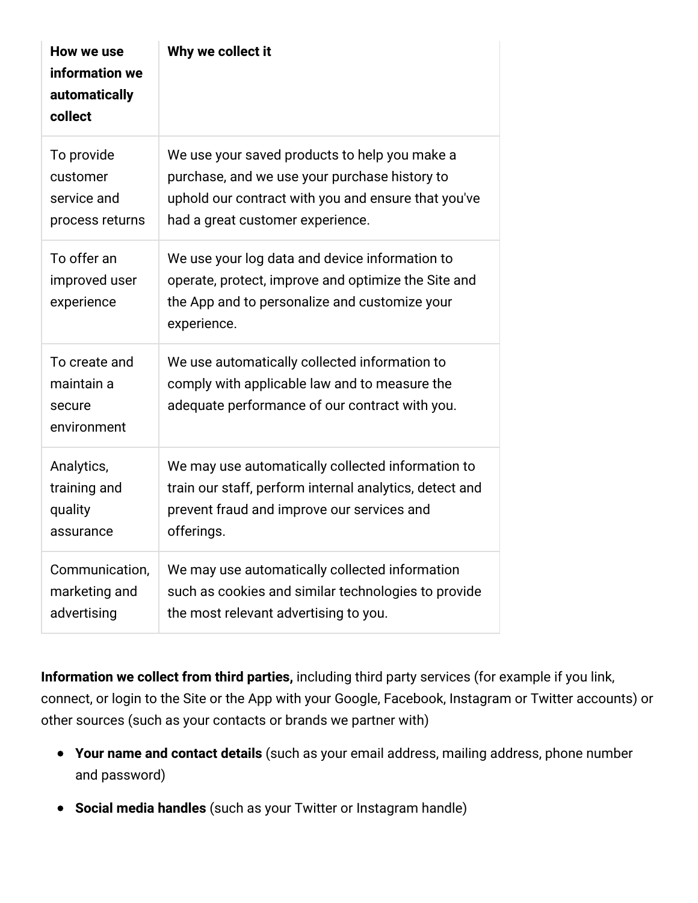| **How we use information we automatically collect** | **Why we collect it** |
|---|---|
| To provide customer service and process returns | We use your saved products to help you make a purchase, and we use your purchase history to uphold our contract with you and ensure that you've had a great customer experience. |
| To offer an improved user experience | We use your log data and device information to operate, protect, improve and optimize the Site and the App and to personalize and customize your experience. |
| To create and maintain a secure environment | We use automatically collected information to comply with applicable law and to measure the adequate performance of our contract with you. |
| Analytics, training and quality assurance | We may use automatically collected information to train our staff, perform internal analytics, detect and prevent fraud and improve our services and offerings. |
| Communication, marketing and advertising | We may use automatically collected information such as cookies and similar technologies to provide the most relevant advertising to you. |

**Information we collect from third parties,** including third party services (for example if you link, connect, or login to the Site or the App with your Google, Facebook, Instagram or Twitter accounts) or other sources (such as your contacts or brands we partner with)

- **Your name and contact details** (such as your email address, mailing address, phone number and password)
- **Social media handles** (such as your Twitter or Instagram handle)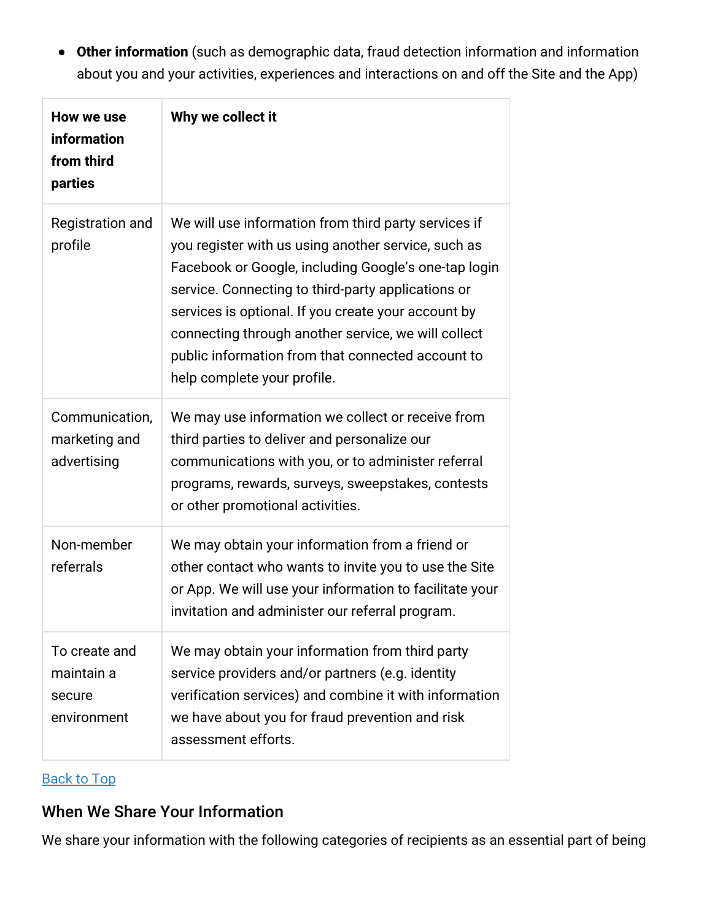- **Other information** (such as demographic data, fraud detection information and information about you and your activities, experiences and interactions on and off the Site and the App)

| **How we use information from third parties** | **Why we collect it** |
| --- | --- |
| Registration and profile | We will use information from third party services if you register with us using another service, such as Facebook or Google, including Google's one-tap login service. Connecting to third-party applications or services is optional. If you create your account by connecting through another service, we will collect public information from that connected account to help complete your profile. |
| Communication, marketing and advertising | We may use information we collect or receive from third parties to deliver and personalize our communications with you, or to administer referral programs, rewards, surveys, sweepstakes, contests or other promotional activities. |
| Non-member referrals | We may obtain your information from a friend or other contact who wants to invite you to use the Site or App. We will use your information to facilitate your invitation and administer our referral program. |
| To create and maintain a secure environment | We may obtain your information from third party service providers and/or partners (e.g. identity verification services) and combine it with information we have about you for fraud prevention and risk assessment efforts. |

[Back to Top]

## When We Share Your Information

We share your information with the following categories of recipients as an essential part of being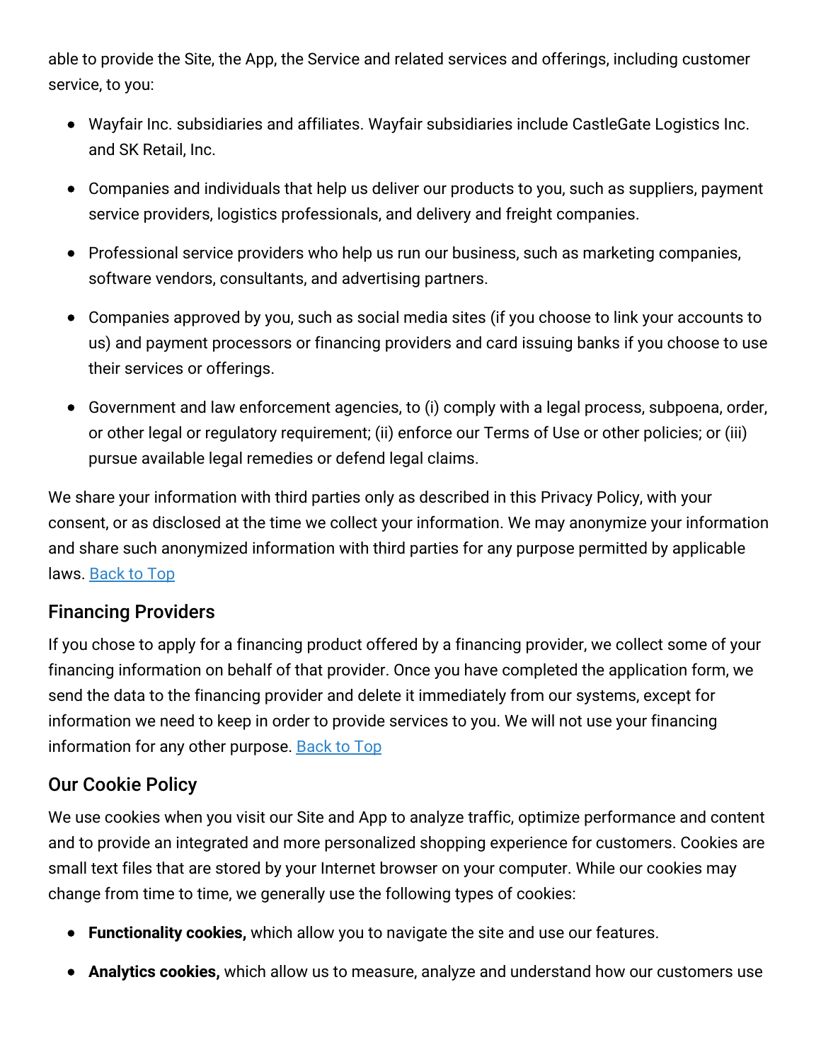able to provide the Site, the App, the Service and related services and offerings, including customer service, to you:

- Wayfair Inc. subsidiaries and affiliates. Wayfair subsidiaries include CastleGate Logistics Inc. and SK Retail, Inc.
- Companies and individuals that help us deliver our products to you, such as suppliers, payment service providers, logistics professionals, and delivery and freight companies.
- Professional service providers who help us run our business, such as marketing companies, software vendors, consultants, and advertising partners.
- Companies approved by you, such as social media sites (if you choose to link your accounts to us) and payment processors or financing providers and card issuing banks if you choose to use their services or offerings.
- Government and law enforcement agencies, to (i) comply with a legal process, subpoena, order, or other legal or regulatory requirement; (ii) enforce our Terms of Use or other policies; or (iii) pursue available legal remedies or defend legal claims.

We share your information with third parties only as described in this Privacy Policy, with your consent, or as disclosed at the time we collect your information. We may anonymize your information and share such anonymized information with third parties for any purpose permitted by applicable laws. Back to Top

## Financing Providers

If you chose to apply for a financing product offered by a financing provider, we collect some of your financing information on behalf of that provider. Once you have completed the application form, we send the data to the financing provider and delete it immediately from our systems, except for information we need to keep in order to provide services to you. We will not use your financing information for any other purpose. Back to Top

## Our Cookie Policy

We use cookies when you visit our Site and App to analyze traffic, optimize performance and content and to provide an integrated and more personalized shopping experience for customers. Cookies are small text files that are stored by your Internet browser on your computer. While our cookies may change from time to time, we generally use the following types of cookies:

- **Functionality cookies,** which allow you to navigate the site and use our features.
- **Analytics cookies,** which allow us to measure, analyze and understand how our customers use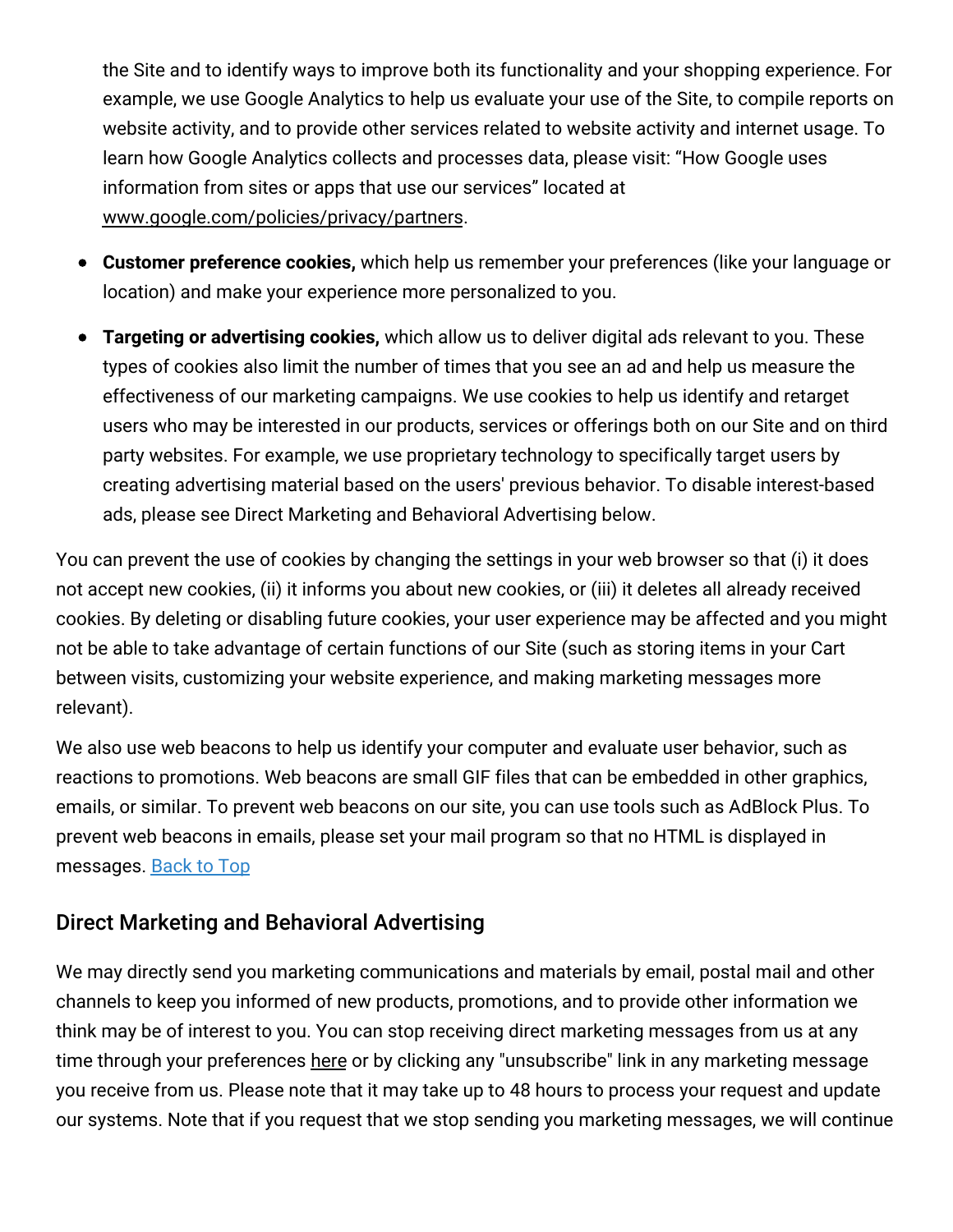the Site and to identify ways to improve both its functionality and your shopping experience. For example, we use Google Analytics to help us evaluate your use of the Site, to compile reports on website activity, and to provide other services related to website activity and internet usage. To learn how Google Analytics collects and processes data, please visit: "How Google uses information from sites or apps that use our services" located at www.google.com/policies/privacy/partners.

- **Customer preference cookies,** which help us remember your preferences (like your language or location) and make your experience more personalized to you.
- **Targeting or advertising cookies,** which allow us to deliver digital ads relevant to you. These types of cookies also limit the number of times that you see an ad and help us measure the effectiveness of our marketing campaigns. We use cookies to help us identify and retarget users who may be interested in our products, services or offerings both on our Site and on third party websites. For example, we use proprietary technology to specifically target users by creating advertising material based on the users' previous behavior. To disable interest-based ads, please see Direct Marketing and Behavioral Advertising below.

You can prevent the use of cookies by changing the settings in your web browser so that (i) it does not accept new cookies, (ii) it informs you about new cookies, or (iii) it deletes all already received cookies. By deleting or disabling future cookies, your user experience may be affected and you might not be able to take advantage of certain functions of our Site (such as storing items in your Cart between visits, customizing your website experience, and making marketing messages more relevant).

We also use web beacons to help us identify your computer and evaluate user behavior, such as reactions to promotions. Web beacons are small GIF files that can be embedded in other graphics, emails, or similar. To prevent web beacons on our site, you can use tools such as AdBlock Plus. To prevent web beacons in emails, please set your mail program so that no HTML is displayed in messages. Back to Top

## Direct Marketing and Behavioral Advertising

We may directly send you marketing communications and materials by email, postal mail and other channels to keep you informed of new products, promotions, and to provide other information we think may be of interest to you. You can stop receiving direct marketing messages from us at any time through your preferences here or by clicking any "unsubscribe" link in any marketing message you receive from us. Please note that it may take up to 48 hours to process your request and update our systems. Note that if you request that we stop sending you marketing messages, we will continue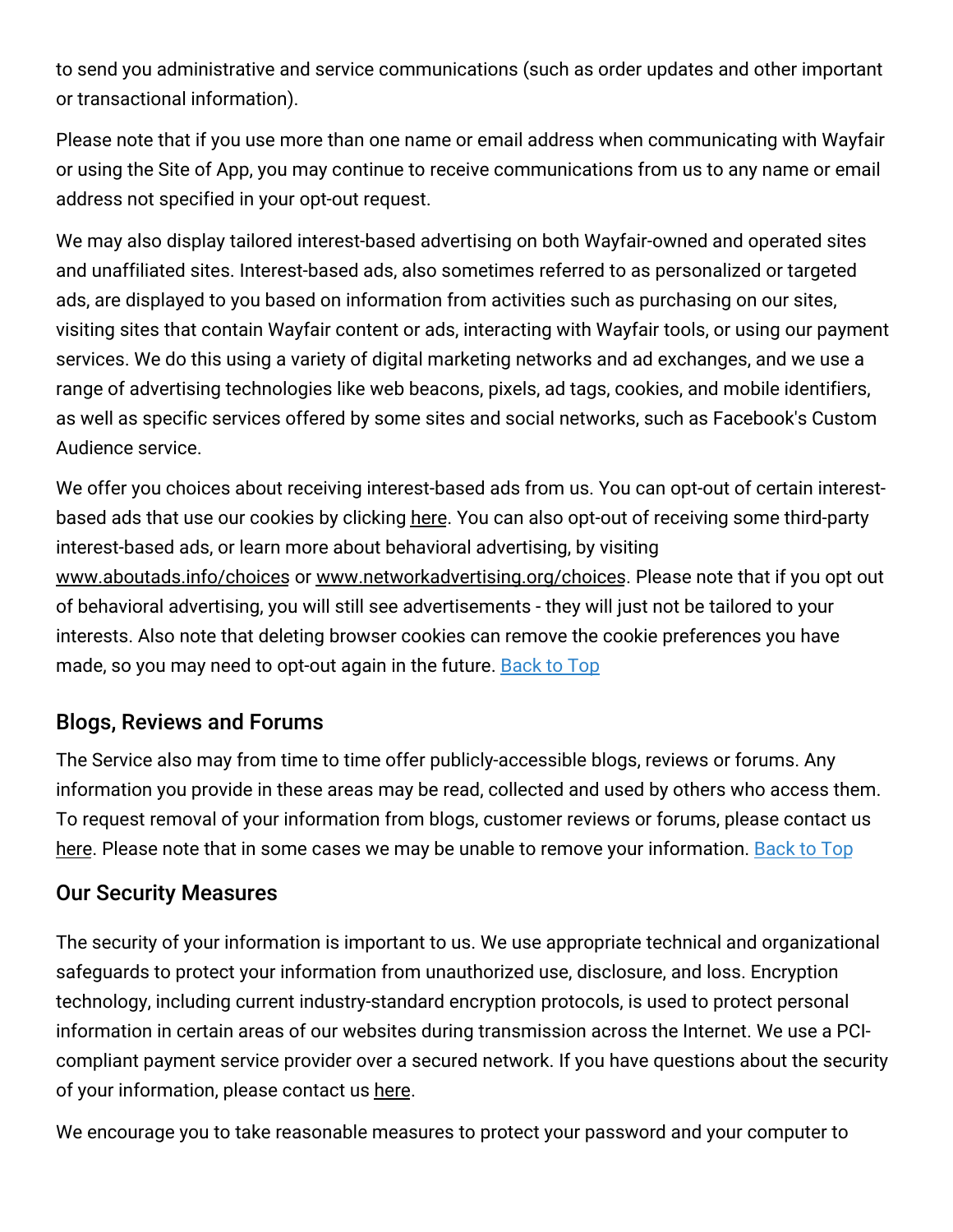to send you administrative and service communications (such as order updates and other important or transactional information).

Please note that if you use more than one name or email address when communicating with Wayfair or using the Site of App, you may continue to receive communications from us to any name or email address not specified in your opt-out request.

We may also display tailored interest-based advertising on both Wayfair-owned and operated sites and unaffiliated sites. Interest-based ads, also sometimes referred to as personalized or targeted ads, are displayed to you based on information from activities such as purchasing on our sites, visiting sites that contain Wayfair content or ads, interacting with Wayfair tools, or using our payment services. We do this using a variety of digital marketing networks and ad exchanges, and we use a range of advertising technologies like web beacons, pixels, ad tags, cookies, and mobile identifiers, as well as specific services offered by some sites and social networks, such as Facebook's Custom Audience service.

We offer you choices about receiving interest-based ads from us. You can opt-out of certain interest-based ads that use our cookies by clicking here. You can also opt-out of receiving some third-party interest-based ads, or learn more about behavioral advertising, by visiting www.aboutads.info/choices or www.networkadvertising.org/choices. Please note that if you opt out of behavioral advertising, you will still see advertisements - they will just not be tailored to your interests. Also note that deleting browser cookies can remove the cookie preferences you have made, so you may need to opt-out again in the future. Back to Top

## Blogs, Reviews and Forums

The Service also may from time to time offer publicly-accessible blogs, reviews or forums. Any information you provide in these areas may be read, collected and used by others who access them. To request removal of your information from blogs, customer reviews or forums, please contact us here. Please note that in some cases we may be unable to remove your information. Back to Top

## Our Security Measures

The security of your information is important to us. We use appropriate technical and organizational safeguards to protect your information from unauthorized use, disclosure, and loss. Encryption technology, including current industry-standard encryption protocols, is used to protect personal information in certain areas of our websites during transmission across the Internet. We use a PCI-compliant payment service provider over a secured network. If you have questions about the security of your information, please contact us here.

We encourage you to take reasonable measures to protect your password and your computer to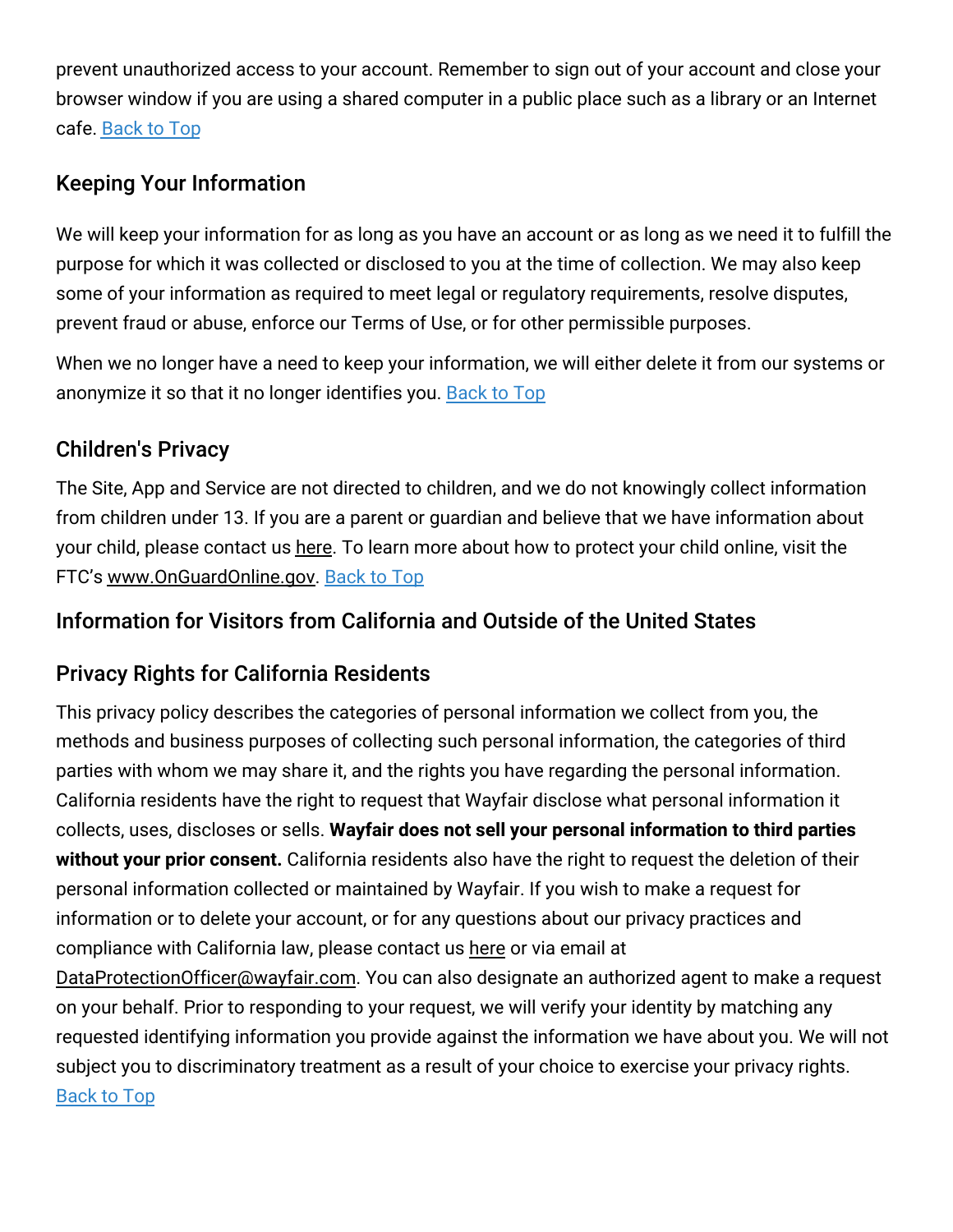prevent unauthorized access to your account. Remember to sign out of your account and close your browser window if you are using a shared computer in a public place such as a library or an Internet cafe. Back to Top

## Keeping Your Information

We will keep your information for as long as you have an account or as long as we need it to fulfill the purpose for which it was collected or disclosed to you at the time of collection. We may also keep some of your information as required to meet legal or regulatory requirements, resolve disputes, prevent fraud or abuse, enforce our Terms of Use, or for other permissible purposes.

When we no longer have a need to keep your information, we will either delete it from our systems or anonymize it so that it no longer identifies you. Back to Top

## Children's Privacy

The Site, App and Service are not directed to children, and we do not knowingly collect information from children under 13. If you are a parent or guardian and believe that we have information about your child, please contact us here. To learn more about how to protect your child online, visit the FTC's www.OnGuardOnline.gov. Back to Top

## Information for Visitors from California and Outside of the United States

## Privacy Rights for California Residents

This privacy policy describes the categories of personal information we collect from you, the methods and business purposes of collecting such personal information, the categories of third parties with whom we may share it, and the rights you have regarding the personal information. California residents have the right to request that Wayfair disclose what personal information it collects, uses, discloses or sells. **Wayfair does not sell your personal information to third parties without your prior consent.** California residents also have the right to request the deletion of their personal information collected or maintained by Wayfair. If you wish to make a request for information or to delete your account, or for any questions about our privacy practices and compliance with California law, please contact us here or via email at DataProtectionOfficer@wayfair.com. You can also designate an authorized agent to make a request on your behalf. Prior to responding to your request, we will verify your identity by matching any requested identifying information you provide against the information we have about you. We will not subject you to discriminatory treatment as a result of your choice to exercise your privacy rights. Back to Top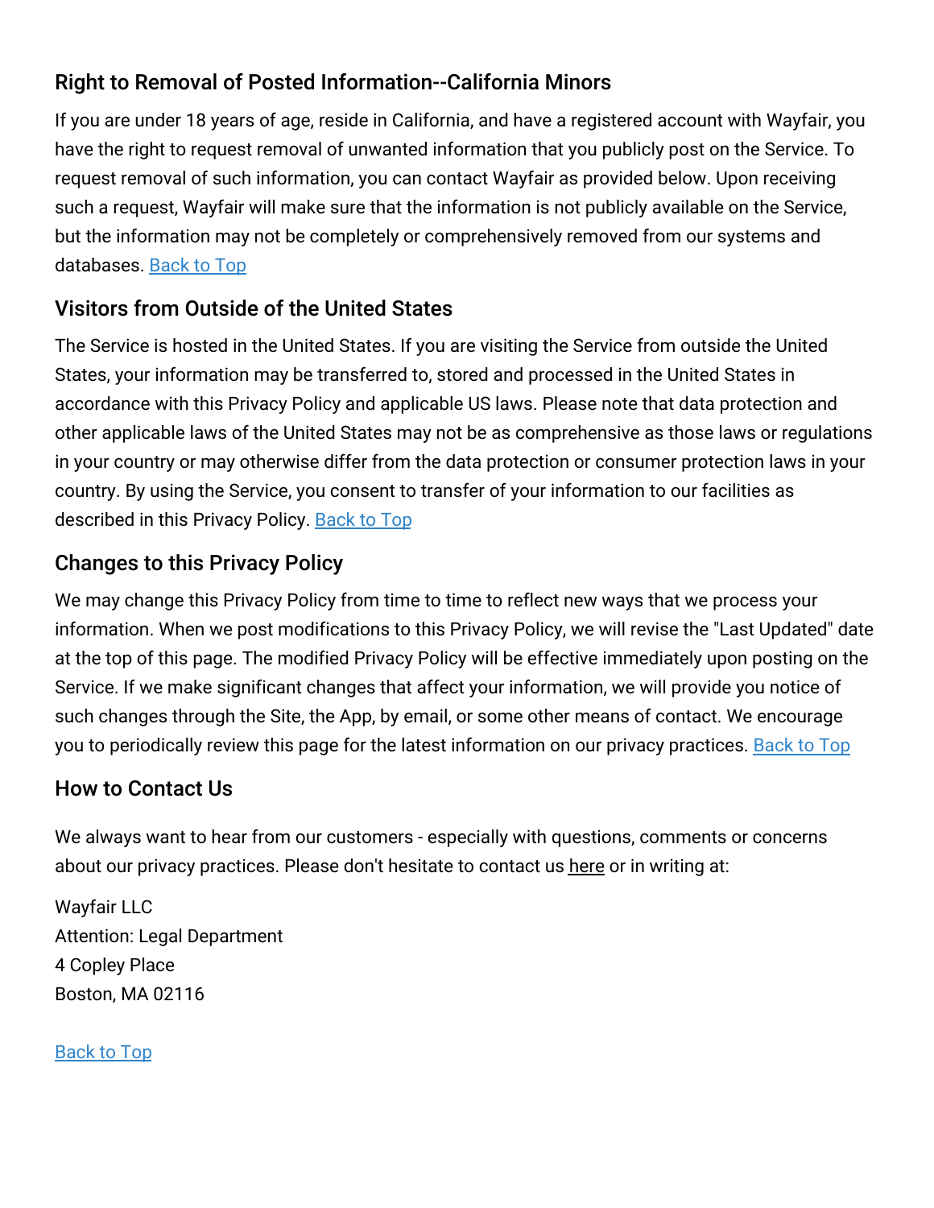### Right to Removal of Posted Information--California Minors

If you are under 18 years of age, reside in California, and have a registered account with Wayfair, you have the right to request removal of unwanted information that you publicly post on the Service. To request removal of such information, you can contact Wayfair as provided below. Upon receiving such a request, Wayfair will make sure that the information is not publicly available on the Service, but the information may not be completely or comprehensively removed from our systems and databases. Back to Top

### Visitors from Outside of the United States

The Service is hosted in the United States. If you are visiting the Service from outside the United States, your information may be transferred to, stored and processed in the United States in accordance with this Privacy Policy and applicable US laws. Please note that data protection and other applicable laws of the United States may not be as comprehensive as those laws or regulations in your country or may otherwise differ from the data protection or consumer protection laws in your country. By using the Service, you consent to transfer of your information to our facilities as described in this Privacy Policy. Back to Top

### Changes to this Privacy Policy

We may change this Privacy Policy from time to time to reflect new ways that we process your information. When we post modifications to this Privacy Policy, we will revise the "Last Updated" date at the top of this page. The modified Privacy Policy will be effective immediately upon posting on the Service. If we make significant changes that affect your information, we will provide you notice of such changes through the Site, the App, by email, or some other means of contact. We encourage you to periodically review this page for the latest information on our privacy practices. Back to Top

### How to Contact Us

We always want to hear from our customers - especially with questions, comments or concerns about our privacy practices. Please don't hesitate to contact us here or in writing at:

Wayfair LLC
Attention: Legal Department
4 Copley Place
Boston, MA 02116

Back to Top